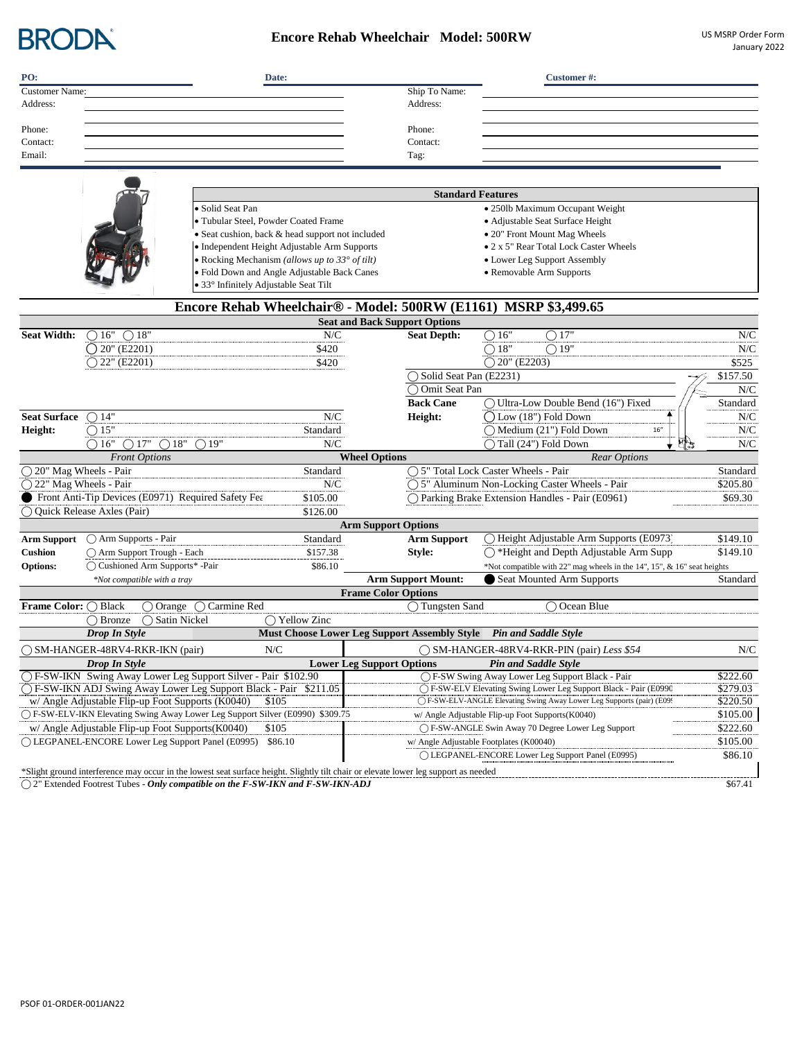# BRODA

## Encore Rehab Wheelchair Model: 500RW

US MSRP Order Form
January 2022

| PO: | Date: | Customer #: |
|---|---|---|

| | | | |
|---|---|---|---|
| Customer Name: | | Ship To Name: | |
| Address: | | Address: | |
| Phone: | | Phone: | |
| Contact: | | Contact: | |
| Email: | | Tag: | |

### Standard Features

| | |
|---|---|
| • Solid Seat Pan | • 250lb Maximum Occupant Weight |
| • Tubular Steel, Powder Coated Frame | • Adjustable Seat Surface Height |
| • Seat cushion, back & head support not included | • 20" Front Mount Mag Wheels |
| • Independent Height Adjustable Arm Supports | • 2 x 5" Rear Total Lock Caster Wheels |
| • Rocking Mechanism *(allows up to 33° of tilt)* | • Lower Leg Support Assembly |
| • Fold Down and Angle Adjustable Back Canes | • Removable Arm Supports |
| • 33° Infinitely Adjustable Seat Tilt | |

## Encore Rehab Wheelchair® - Model: 500RW (E1161) MSRP $3,499.65

### Seat and Back Support Options

| | | | | | |
|---|---|---|---|---|---|
| **Seat Width:** | ◯ 16" ◯ 18" | N/C | **Seat Depth:** | ◯ 16" ◯ 17" | N/C |
| | ◯ 20" (E2201) | $420 | | ◯ 18" ◯ 19" | N/C |
| | ◯ 22" (E2201) | $420 | | ◯ 20" (E2203) | $525 |
| | | | ◯ Solid Seat Pan (E2231) | | $157.50 |
| | | | ◯ Omit Seat Pan | | N/C |
| | | | **Back Cane** | ◯ Ultra-Low Double Bend (16") Fixed | Standard |
| **Seat Surface** | ◯ 14" | N/C | **Height:** | ◯ Low (18") Fold Down | N/C |
| **Height:** | ◯ 15" | Standard | | ◯ Medium (21") Fold Down | N/C |
| | ◯ 16" ◯ 17" ◯ 18" ◯ 19" | N/C | | ◯ Tall (24") Fold Down | N/C |

### Wheel Options

| *Front Options* | | *Rear Options* | |
|---|---|---|---|
| ◯ 20" Mag Wheels - Pair | Standard | ◯ 5" Total Lock Caster Wheels - Pair | Standard |
| ◯ 22" Mag Wheels - Pair | N/C | ◯ 5" Aluminum Non-Locking Caster Wheels - Pair | $205.80 |
| ● Front Anti-Tip Devices (E0971) Required Safety Fea | $105.00 | ◯ Parking Brake Extension Handles - Pair (E0961) | $69.30 |
| ◯ Quick Release Axles (Pair) | $126.00 | | |

### Arm Support Options

| | | | | | |
|---|---|---|---|---|---|
| **Arm Support** | ◯ Arm Supports - Pair | Standard | **Arm Support** | ◯ Height Adjustable Arm Supports (E0973) | $149.10 |
| **Cushion** | ◯ Arm Support Trough - Each | $157.38 | **Style:** | ◯ *Height and Depth Adjustable Arm Supp | $149.10 |
| **Options:** | ◯ Cushioned Arm Supports* -Pair | $86.10 | | *Not compatible with 22" mag wheels in the 14", 15", & 16" seat heights | |
| | *\*Not compatible with a tray* | | **Arm Support Mount:** | ● Seat Mounted Arm Supports | Standard |

### Frame Color Options

| | | | | |
|---|---|---|---|---|
| **Frame Color:** ◯ Black | ◯ Orange ◯ Carmine Red | | ◯ Tungsten Sand | ◯ Ocean Blue |
| ◯ Bronze | ◯ Satin Nickel | ◯ Yellow Zinc | | |

### Must Choose Lower Leg Support Assembly Style

| *Drop In Style* | | *Pin and Saddle Style* | |
|---|---|---|---|
| ◯ SM-HANGER-48RV4-RKR-IKN (pair) | N/C | ◯ SM-HANGER-48RV4-RKR-PIN (pair) *Less $54* | N/C |

### Lower Leg Support Options

| *Drop In Style* | | *Pin and Saddle Style* | |
|---|---|---|---|
| ◯ F-SW-IKN Swing Away Lower Leg Support Silver - Pair | $102.90 | ◯ F-SW Swing Away Lower Leg Support Black - Pair | $222.60 |
| ◯ F-SW-IKN ADJ Swing Away Lower Leg Support Black - Pair | $211.05 | ◯ F-SW-ELV Elevating Swing Lower Leg Support Black - Pair (E0990 | $279.03 |
| w/ Angle Adjustable Flip-up Foot Supports (K0040) | $105 | ◯ F-SW-ELV-ANGLE Elevating Swing Away Lower Leg Supports (pair) (E09 | $220.50 |
| ◯ F-SW-ELV-IKN Elevating Swing Away Lower Leg Support Silver (E0990) | $309.75 | w/ Angle Adjustable Flip-up Foot Supports(K0040) | $105.00 |
| w/ Angle Adjustable Flip-up Foot Supports(K0040) | $105 | ◯ F-SW-ANGLE Swin Away 70 Degree Lower Leg Support | $222.60 |
| ◯ LEGPANEL-ENCORE Lower Leg Support Panel (E0995) | $86.10 | w/ Angle Adjustable Footplates (K00040) | $105.00 |
| | | ◯ LEGPANEL-ENCORE Lower Leg Support Panel (E0995) | $86.10 |

*Slight ground interference may occur in the lowest seat surface height. Slightly tilt chair or elevate lower leg support as needed

◯ 2" Extended Footrest Tubes - ***Only compatible on the F-SW-IKN and F-SW-IKN-ADJ*** $67.41

PSOF 01-ORDER-001JAN22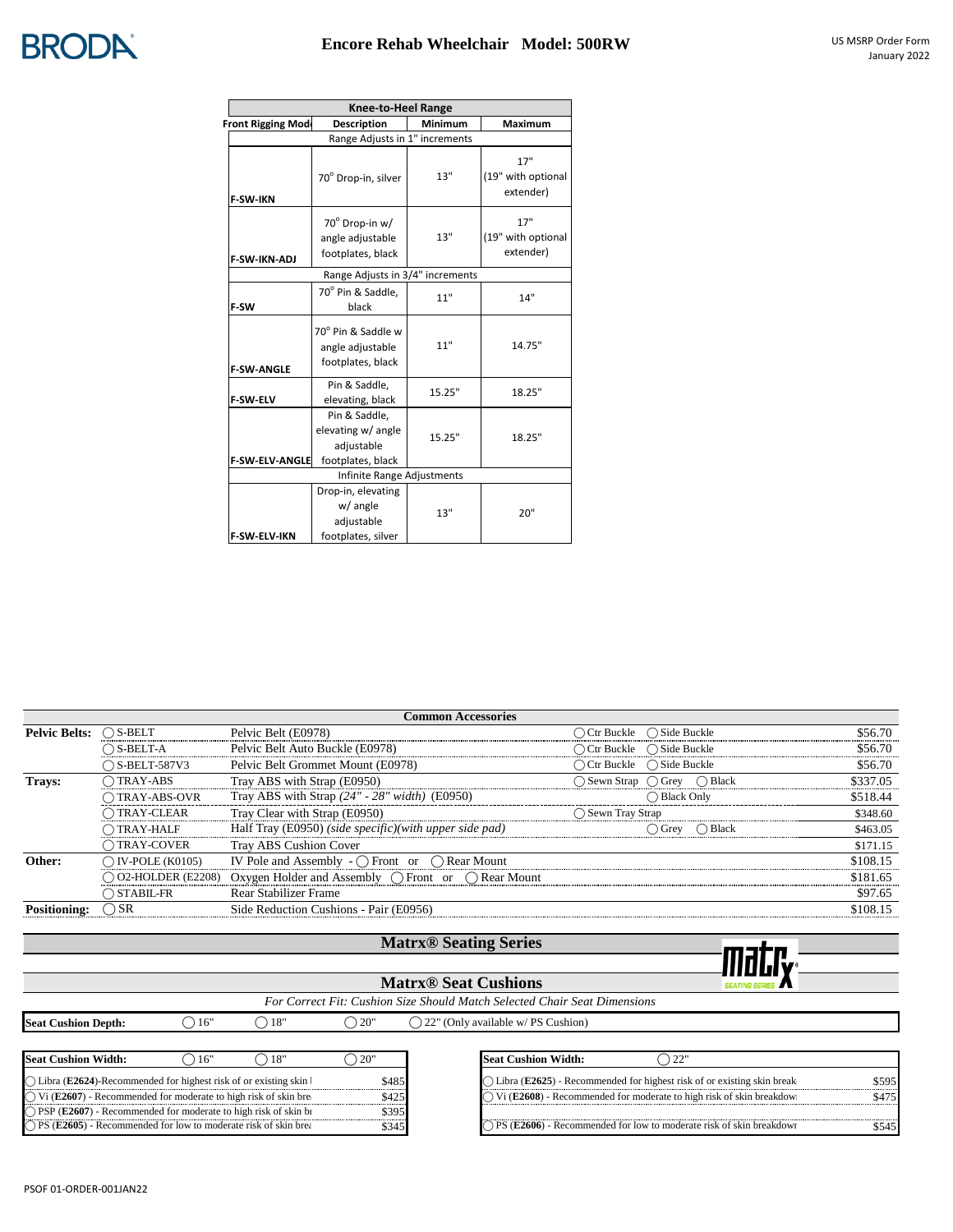## Encore Rehab Wheelchair Model: 500RW

US MSRP Order Form
January 2022

| Knee-to-Heel Range | | | |
|---|---|---|---|
| Front Rigging Model | Description | Minimum | Maximum |
| Range Adjusts in 1" increments | | | |
| F-SW-IKN | 70° Drop-in, silver | 13" | 17" (19" with optional extender) |
| F-SW-IKN-ADJ | 70° Drop-in w/ angle adjustable footplates, black | 13" | 17" (19" with optional extender) |
| Range Adjusts in 3/4" increments | | | |
| F-SW | 70° Pin & Saddle, black | 11" | 14" |
| F-SW-ANGLE | 70° Pin & Saddle w angle adjustable footplates, black | 11" | 14.75" |
| F-SW-ELV | Pin & Saddle, elevating, black | 15.25" | 18.25" |
| F-SW-ELV-ANGLE | Pin & Saddle, elevating w/ angle adjustable footplates, black | 15.25" | 18.25" |
| Infinite Range Adjustments | | | |
| F-SW-ELV-IKN | Drop-in, elevating w/ angle adjustable footplates, silver | 13" | 20" |

| Common Accessories | | | | |
|---|---|---|---|---|
| **Pelvic Belts:** | ◯ S-BELT | Pelvic Belt (E0978) | ◯ Ctr Buckle ◯ Side Buckle | $56.70 |
| | ◯ S-BELT-A | Pelvic Belt Auto Buckle (E0978) | ◯ Ctr Buckle ◯ Side Buckle | $56.70 |
| | ◯ S-BELT-587V3 | Pelvic Belt Grommet Mount (E0978) | ◯ Ctr Buckle ◯ Side Buckle | $56.70 |
| **Trays:** | ◯ TRAY-ABS | Tray ABS with Strap (E0950) | ◯ Sewn Strap ◯ Grey ◯ Black | $337.05 |
| | ◯ TRAY-ABS-OVR | Tray ABS with Strap *(24" - 28" width)* (E0950) | ◯ Black Only | $518.44 |
| | ◯ TRAY-CLEAR | Tray Clear with Strap (E0950) | ◯ Sewn Tray Strap | $348.60 |
| | ◯ TRAY-HALF | Half Tray (E0950) *(side specific)(with upper side pad)* | ◯ Grey ◯ Black | $463.05 |
| | ◯ TRAY-COVER | Tray ABS Cushion Cover | | $171.15 |
| **Other:** | ◯ IV-POLE (K0105) | IV Pole and Assembly - ◯ Front or ◯ Rear Mount | | $108.15 |
| | ◯ O2-HOLDER (E2208) | Oxygen Holder and Assembly ◯ Front or ◯ Rear Mount | | $181.65 |
| | ◯ STABIL-FR | Rear Stabilizer Frame | | $97.65 |
| **Positioning:** | ◯ SR | Side Reduction Cushions - Pair (E0956) | | $108.15 |

## Matrx® Seating Series

### Matrx® Seat Cushions

*For Correct Fit: Cushion Size Should Match Selected Chair Seat Dimensions*

**Seat Cushion Depth:** ◯ 16" ◯ 18" ◯ 20" ◯ 22" (Only available w/ PS Cushion)

| Seat Cushion Width: ◯ 16" ◯ 18" ◯ 20" | |
|---|---|
| ◯ Libra (**E2624**)-Recommended for highest risk of or existing skin l | $485 |
| ◯ Vi (**E2607**) - Recommended for moderate to high risk of skin bre | $425 |
| ◯ PSP (**E2607**) - Recommended for moderate to high risk of skin br | $395 |
| ◯ PS (**E2605**) - Recommended for low to moderate risk of skin bre | $345 |

| Seat Cushion Width: ◯ 22" | |
|---|---|
| ◯ Libra (**E2625**) - Recommended for highest risk of or existing skin break | $595 |
| ◯ Vi (**E2608**) - Recommended for moderate to high risk of skin breakdow | $475 |
| ◯ PS (**E2606**) - Recommended for low to moderate risk of skin breakdowr | $545 |

PSOF 01-ORDER-001JAN22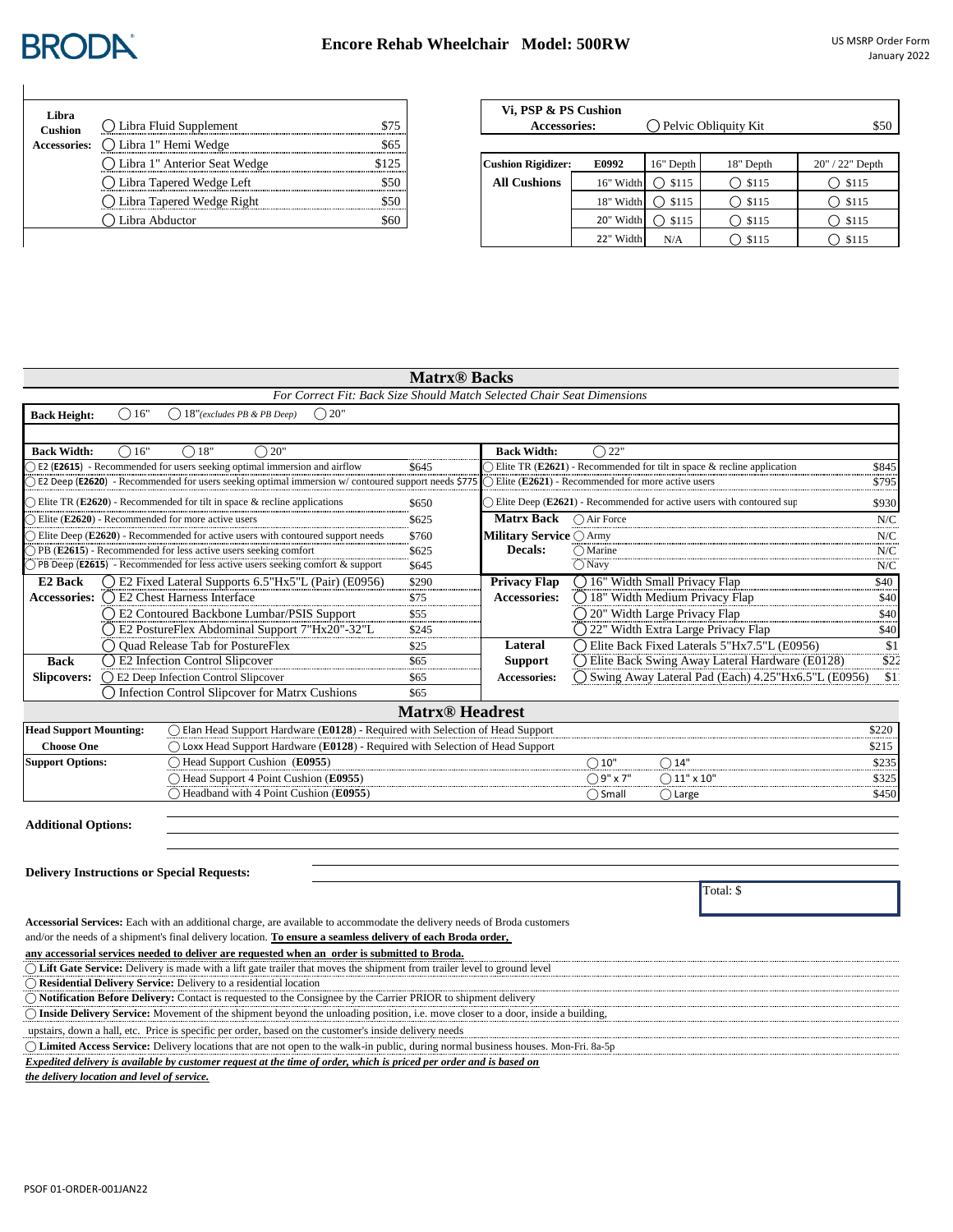BRODA

# Encore Rehab Wheelchair Model: 500RW

US MSRP Order Form
January 2022

| Libra Cushion Accessories: | | |
|---|---|---|
| | ◯ Libra Fluid Supplement | $75 |
| | ◯ Libra 1" Hemi Wedge | $65 |
| | ◯ Libra 1" Anterior Seat Wedge | $125 |
| | ◯ Libra Tapered Wedge Left | $50 |
| | ◯ Libra Tapered Wedge Right | $50 |
| | ◯ Libra Abductor | $60 |

| Vi, PSP & PS Cushion Accessories: | ◯ Pelvic Obliquity Kit | $50 |
|---|---|---|

| Cushion Rigidizer: | E0992 | 16" Depth | 18" Depth | 20" / 22" Depth |
|---|---|---|---|---|
| All Cushions | 16" Width | ◯ $115 | ◯ $115 | ◯ $115 |
| | 18" Width | ◯ $115 | ◯ $115 | ◯ $115 |
| | 20" Width | ◯ $115 | ◯ $115 | ◯ $115 |
| | 22" Width | N/A | ◯ $115 | ◯ $115 |

## Matrx® Backs

*For Correct Fit: Back Size Should Match Selected Chair Seat Dimensions*

**Back Height:** ◯ 16" ◯ 18" *(excludes PB & PB Deep)* ◯ 20"

| **Back Width:** ◯ 16" ◯ 18" ◯ 20" | | **Back Width:** ◯ 22" | |
|---|---|---|---|
| ◯ E2 (**E2615**) - Recommended for users seeking optimal immersion and airflow | $645 | ◯ Elite TR (**E2621**) - Recommended for tilt in space & recline application | $845 |
| ◯ E2 Deep (**E2620**) - Recommended for users seeking optimal immersion w/ contoured support needs | $775 | ◯ Elite (**E2621**) - Recommended for more active users | $795 |
| ◯ Elite TR (**E2620**) - Recommended for tilt in space & recline applications | $650 | ◯ Elite Deep (**E2621**) - Recommended for active users with contoured sup | $930 |
| ◯ Elite (**E2620**) - Recommended for more active users | $625 | **Matrx Back** ◯ Air Force | N/C |
| ◯ Elite Deep (**E2620**) - Recommended for active users with contoured support needs | $760 | **Military Service** ◯ Army | N/C |
| ◯ PB (**E2615**) - Recommended for less active users seeking comfort | $625 | **Decals:** ◯ Marine | N/C |
| ◯ PB Deep (**E2615**) - Recommended for less active users seeking comfort & support | $645 | ◯ Navy | N/C |

| E2 Back Accessories: | | | Privacy Flap Accessories: | | |
|---|---|---|---|---|---|
| | ◯ E2 Fixed Lateral Supports 6.5"Hx5"L (Pair) (E0956) | $290 | | ◯ 16" Width Small Privacy Flap | $40 |
| | ◯ E2 Chest Harness Interface | $75 | | ◯ 18" Width Medium Privacy Flap | $40 |
| | ◯ E2 Contoured Backbone Lumbar/PSIS Support | $55 | | ◯ 20" Width Large Privacy Flap | $40 |
| | ◯ E2 PostureFlex Abdominal Support 7"Hx20"-32"L | $245 | | ◯ 22" Width Extra Large Privacy Flap | $40 |
| | ◯ Quad Release Tab for PostureFlex | $25 | **Lateral Support Accessories:** | ◯ Elite Back Fixed Laterals 5"Hx7.5"L (E0956) | $1 |
| **Back Slipcovers:** | ◯ E2 Infection Control Slipcover | $65 | | ◯ Elite Back Swing Away Lateral Hardware (E0128) | $22 |
| | ◯ E2 Deep Infection Control Slipcover | $65 | | ◯ Swing Away Lateral Pad (Each) 4.25"Hx6.5"L (E0956) | $1 |
| | ◯ Infection Control Slipcover for Matrx Cushions | $65 | | | |

## Matrx® Headrest

| Head Support Mounting: Choose One | | | | |
|---|---|---|---|---|
| | ◯ Elan Head Support Hardware (**E0128**) - Required with Selection of Head Support | | | $220 |
| | ◯ Loxx Head Support Hardware (**E0128**) - Required with Selection of Head Support | | | $215 |
| **Support Options:** | ◯ Head Support Cushion (**E0955**) | ◯ 10" | ◯ 14" | $235 |
| | ◯ Head Support 4 Point Cushion (**E0955**) | ◯ 9" x 7" | ◯ 11" x 10" | $325 |
| | ◯ Headband with 4 Point Cushion (**E0955**) | ◯ Small | ◯ Large | $450 |

**Additional Options:** ______________________________

**Delivery Instructions or Special Requests:** ______________________________

Total: $

**Accessorial Services:** Each with an additional charge, are available to accommodate the delivery needs of Broda customers and/or the needs of a shipment's final delivery location. **To ensure a seamless delivery of each Broda order, any accessorial services needed to deliver are requested when an order is submitted to Broda.**

◯ **Lift Gate Service:** Delivery is made with a lift gate trailer that moves the shipment from trailer level to ground level

◯ **Residential Delivery Service:** Delivery to a residential location

◯ **Notification Before Delivery:** Contact is requested to the Consignee by the Carrier PRIOR to shipment delivery

◯ **Inside Delivery Service:** Movement of the shipment beyond the unloading position, i.e. move closer to a door, inside a building, upstairs, down a hall, etc. Price is specific per order, based on the customer's inside delivery needs

◯ **Limited Access Service:** Delivery locations that are not open to the walk-in public, during normal business houses. Mon-Fri. 8a-5p

***Expedited delivery is available by customer request at the time of order, which is priced per order and is based on the delivery location and level of service.***

PSOF 01-ORDER-001JAN22